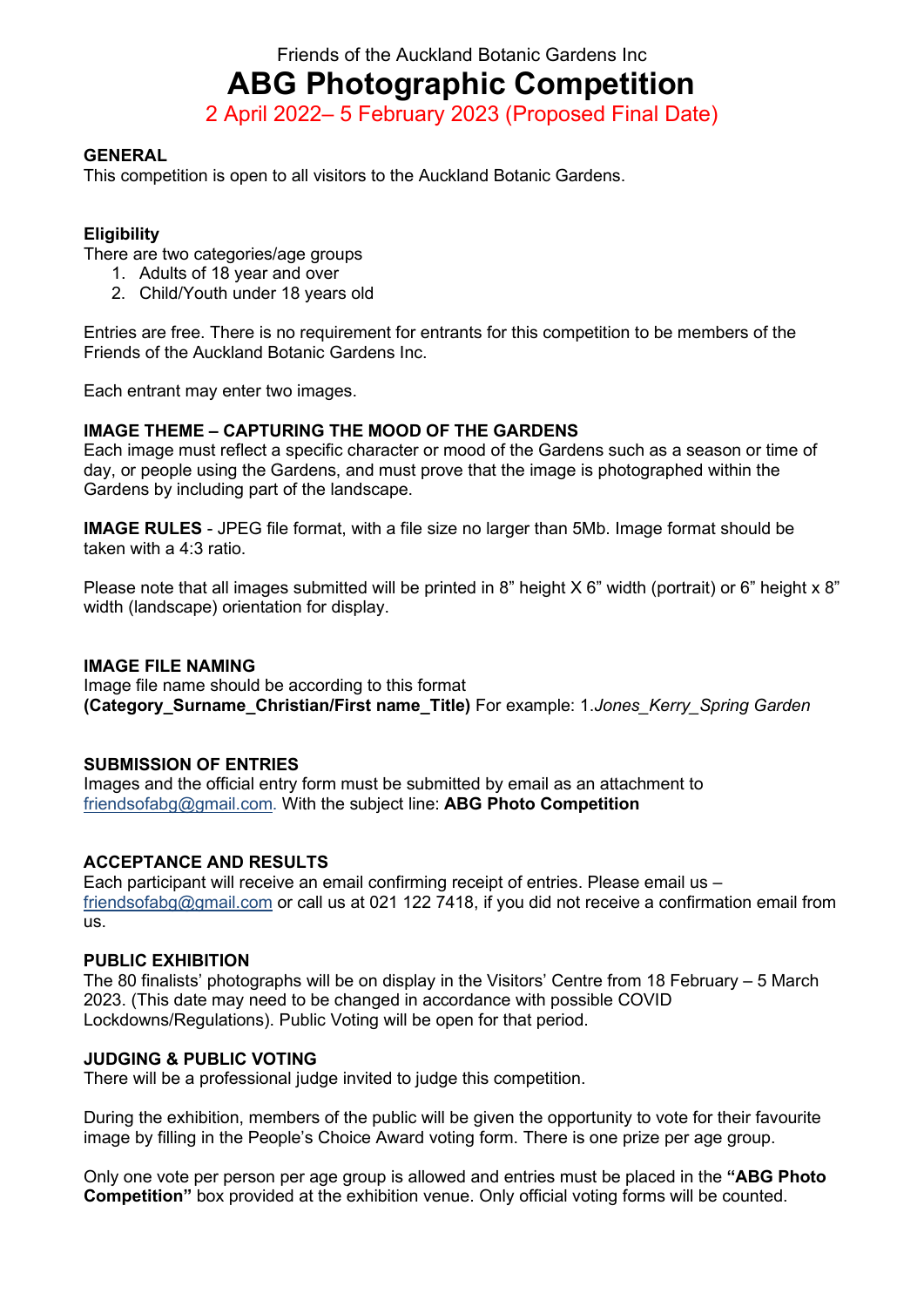Friends of the Auckland Botanic Gardens Inc

# ABG Photographic Competition

2 April 2022– 5 February 2023 (Proposed Final Date)

## GENERAL

This competition is open to all visitors to the Auckland Botanic Gardens.

### Eligibility

There are two categories/age groups

1. Adults of 18 year and over
2. Child/Youth under 18 years old

Entries are free. There is no requirement for entrants for this competition to be members of the Friends of the Auckland Botanic Gardens Inc.

Each entrant may enter two images.

## IMAGE THEME – CAPTURING THE MOOD OF THE GARDENS

Each image must reflect a specific character or mood of the Gardens such as a season or time of day, or people using the Gardens, and must prove that the image is photographed within the Gardens by including part of the landscape.

**IMAGE RULES** - JPEG file format, with a file size no larger than 5Mb. Image format should be taken with a 4:3 ratio.

Please note that all images submitted will be printed in 8" height X 6" width (portrait) or 6" height x 8" width (landscape) orientation for display.

## IMAGE FILE NAMING

Image file name should be according to this format
**(Category_Surname_Christian/First name_Title)** For example: 1.*Jones_Kerry_Spring Garden*

## SUBMISSION OF ENTRIES

Images and the official entry form must be submitted by email as an attachment to friendsofabg@gmail.com. With the subject line: **ABG Photo Competition**

## ACCEPTANCE AND RESULTS

Each participant will receive an email confirming receipt of entries. Please email us – friendsofabg@gmail.com or call us at 021 122 7418, if you did not receive a confirmation email from us.

## PUBLIC EXHIBITION

The 80 finalists' photographs will be on display in the Visitors' Centre from 18 February – 5 March 2023. (This date may need to be changed in accordance with possible COVID Lockdowns/Regulations). Public Voting will be open for that period.

## JUDGING & PUBLIC VOTING

There will be a professional judge invited to judge this competition.

During the exhibition, members of the public will be given the opportunity to vote for their favourite image by filling in the People's Choice Award voting form. There is one prize per age group.

Only one vote per person per age group is allowed and entries must be placed in the **"ABG Photo Competition"** box provided at the exhibition venue. Only official voting forms will be counted.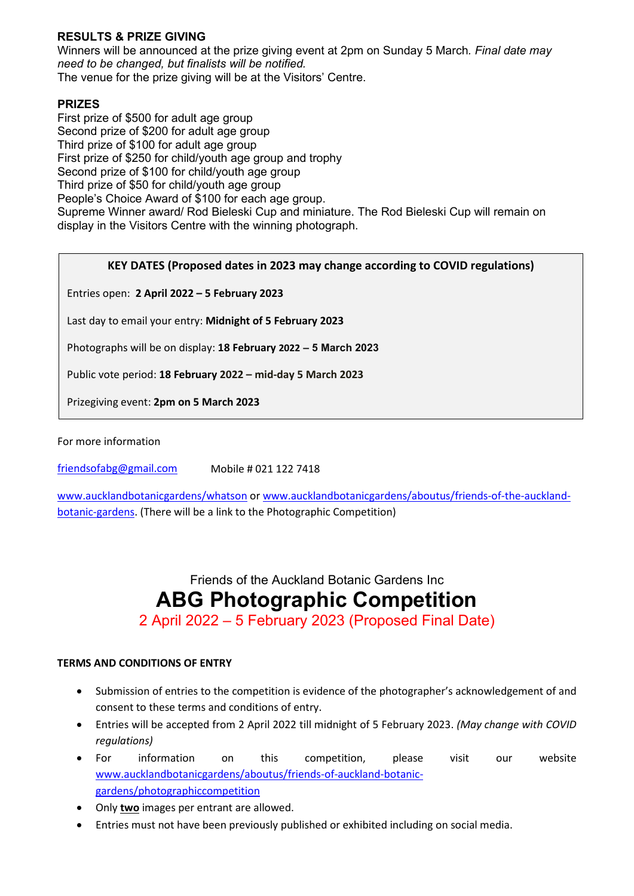**RESULTS & PRIZE GIVING**

Winners will be announced at the prize giving event at 2pm on Sunday 5 March. *Final date may need to be changed, but finalists will be notified.*

The venue for the prize giving will be at the Visitors' Centre.

**PRIZES**

First prize of $500 for adult age group
Second prize of $200 for adult age group
Third prize of $100 for adult age group
First prize of $250 for child/youth age group and trophy
Second prize of $100 for child/youth age group
Third prize of $50 for child/youth age group
People's Choice Award of $100 for each age group.
Supreme Winner award/ Rod Bieleski Cup and miniature. The Rod Bieleski Cup will remain on display in the Visitors Centre with the winning photograph.

**KEY DATES (Proposed dates in 2023 may change according to COVID regulations)**

Entries open: **2 April 2022 – 5 February 2023**

Last day to email your entry: **Midnight of 5 February 2023**

Photographs will be on display: **18 February 2022 – 5 March 2023**

Public vote period: **18 February 2022 – mid-day 5 March 2023**

Prizegiving event: **2pm on 5 March 2023**

For more information

friendsofabg@gmail.com Mobile # 021 122 7418

www.aucklandbotanicgardens/whatson or www.aucklandbotanicgardens/aboutus/friends-of-the-auckland-botanic-gardens. (There will be a link to the Photographic Competition)

Friends of the Auckland Botanic Gardens Inc

# ABG Photographic Competition

2 April 2022 – 5 February 2023 (Proposed Final Date)

**TERMS AND CONDITIONS OF ENTRY**

- Submission of entries to the competition is evidence of the photographer's acknowledgement of and consent to these terms and conditions of entry.
- Entries will be accepted from 2 April 2022 till midnight of 5 February 2023. *(May change with COVID regulations)*
- For information on this competition, please visit our website www.aucklandbotanicgardens/aboutus/friends-of-auckland-botanic-gardens/photographiccompetition
- Only **two** images per entrant are allowed.
- Entries must not have been previously published or exhibited including on social media.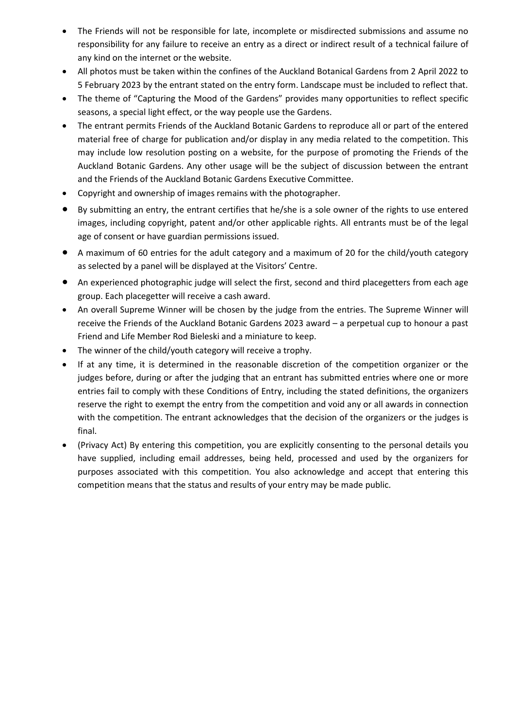- The Friends will not be responsible for late, incomplete or misdirected submissions and assume no responsibility for any failure to receive an entry as a direct or indirect result of a technical failure of any kind on the internet or the website.
- All photos must be taken within the confines of the Auckland Botanical Gardens from 2 April 2022 to 5 February 2023 by the entrant stated on the entry form. Landscape must be included to reflect that.
- The theme of "Capturing the Mood of the Gardens" provides many opportunities to reflect specific seasons, a special light effect, or the way people use the Gardens.
- The entrant permits Friends of the Auckland Botanic Gardens to reproduce all or part of the entered material free of charge for publication and/or display in any media related to the competition. This may include low resolution posting on a website, for the purpose of promoting the Friends of the Auckland Botanic Gardens. Any other usage will be the subject of discussion between the entrant and the Friends of the Auckland Botanic Gardens Executive Committee.
- Copyright and ownership of images remains with the photographer.
- By submitting an entry, the entrant certifies that he/she is a sole owner of the rights to use entered images, including copyright, patent and/or other applicable rights. All entrants must be of the legal age of consent or have guardian permissions issued.
- A maximum of 60 entries for the adult category and a maximum of 20 for the child/youth category as selected by a panel will be displayed at the Visitors' Centre.
- An experienced photographic judge will select the first, second and third placegetters from each age group. Each placegetter will receive a cash award.
- An overall Supreme Winner will be chosen by the judge from the entries. The Supreme Winner will receive the Friends of the Auckland Botanic Gardens 2023 award – a perpetual cup to honour a past Friend and Life Member Rod Bieleski and a miniature to keep.
- The winner of the child/youth category will receive a trophy.
- If at any time, it is determined in the reasonable discretion of the competition organizer or the judges before, during or after the judging that an entrant has submitted entries where one or more entries fail to comply with these Conditions of Entry, including the stated definitions, the organizers reserve the right to exempt the entry from the competition and void any or all awards in connection with the competition. The entrant acknowledges that the decision of the organizers or the judges is final.
- (Privacy Act) By entering this competition, you are explicitly consenting to the personal details you have supplied, including email addresses, being held, processed and used by the organizers for purposes associated with this competition. You also acknowledge and accept that entering this competition means that the status and results of your entry may be made public.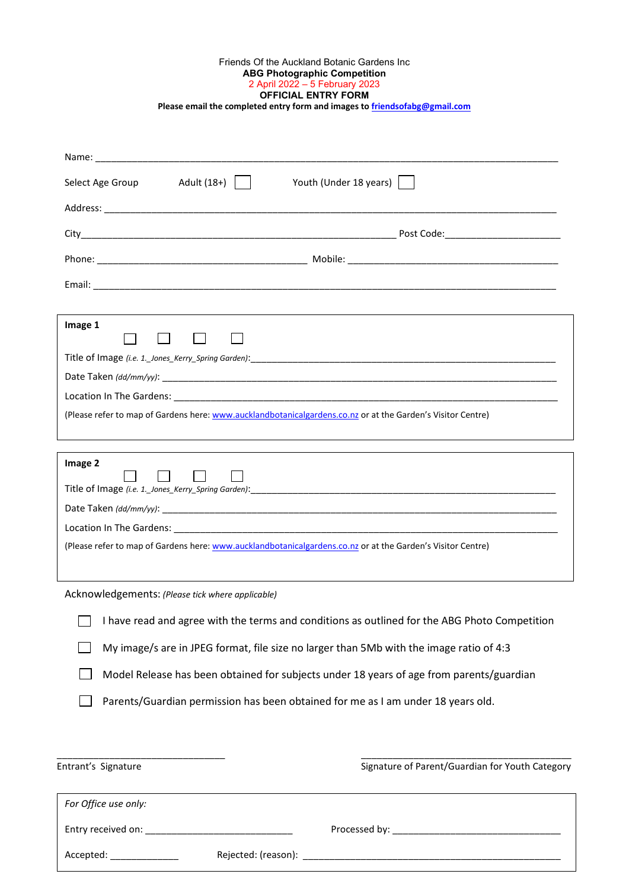Friends Of the Auckland Botanic Gardens Inc

**ABG Photographic Competition**

2 April 2022 – 5 February 2023

**OFFICIAL ENTRY FORM**

**Please email the completed entry form and images to friendsofabg@gmail.com**

Name: ______________________________________________________________________________

Select Age Group Adult (18+) ☐ Youth (Under 18 years) ☐

Address: ____________________________________________________________________________

City_____________________________________________________ Post Code:____________________

Phone: _____________________________________ Mobile: _____________________________________

Email: ______________________________________________________________________________

**Image 1**

☐ ☐ ☐ ☐

Title of Image *(i.e. 1._Jones_Kerry_Spring Garden)*:_____________________________________________

Date Taken *(dd/mm/yy)*: ___________________________________________________________________

Location In The Gardens: __________________________________________________________________

(Please refer to map of Gardens here: www.aucklandbotanicalgardens.co.nz or at the Garden's Visitor Centre)

**Image 2**

☐ ☐ ☐ ☐

Title of Image *(i.e. 1._Jones_Kerry_Spring Garden)*:_____________________________________________

Date Taken *(dd/mm/yy)*: ___________________________________________________________________

Location In The Gardens: __________________________________________________________________

(Please refer to map of Gardens here: www.aucklandbotanicalgardens.co.nz or at the Garden's Visitor Centre)

Acknowledgements: *(Please tick where applicable)*

☐ I have read and agree with the terms and conditions as outlined for the ABG Photo Competition

☐ My image/s are in JPEG format, file size no larger than 5Mb with the image ratio of 4:3

☐ Model Release has been obtained for subjects under 18 years of age from parents/guardian

☐ Parents/Guardian permission has been obtained for me as I am under 18 years old.

_______________________________ _______________________________________

Entrant's Signature Signature of Parent/Guardian for Youth Category

*For Office use only:*

Entry received on: ___________________________ Processed by: ________________________________

Accepted: _____________ Rejected: (reason): ____________________________________________________